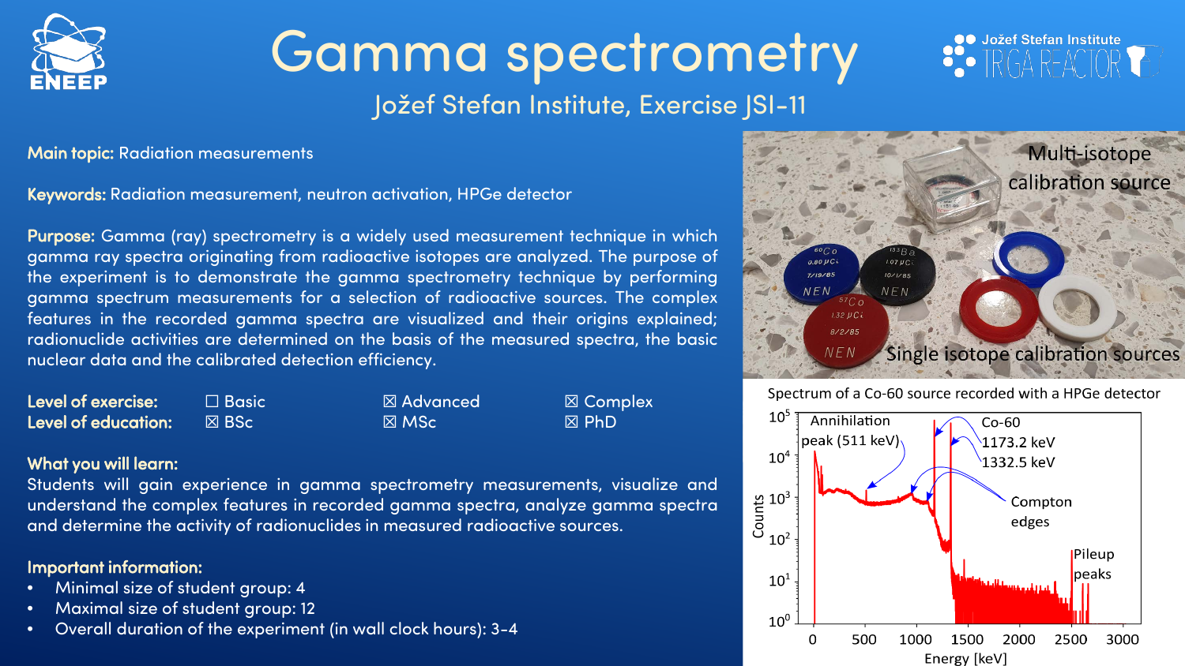# Gamma spectrometry

## Jožef Stefan Institute, Exercise JSI-11

**Main topic:** Radiation measurements

**Keywords:** Radiation measurement, neutron activation, HPGe detector

**Purpose:** Gamma (ray) spectrometry is a widely used measurement technique in which gamma ray spectra originating from radioactive isotopes are analyzed. The purpose of the experiment is to demonstrate the gamma spectrometry technique by performing gamma spectrum measurements for a selection of radioactive sources. The complex features in the recorded gamma spectra are visualized and their origins explained; radionuclide activities are determined on the basis of the measured spectra, the basic nuclear data and the calibrated detection efficiency.

| | | | |
|---|---|---|---|
| **Level of exercise:** | ☐ Basic | ☒ Advanced | ☒ Complex |
| **Level of education:** | ☒ BSc | ☒ MSc | ☒ PhD |

**What you will learn:**
Students will gain experience in gamma spectrometry measurements, visualize and understand the complex features in recorded gamma spectra, analyze gamma spectra and determine the activity of radionuclides in measured radioactive sources.

**Important information:**

- Minimal size of student group: 4
- Maximal size of student group: 12
- Overall duration of the experiment (in wall clock hours): 3-4

Multi-isotope calibration source

Single isotope calibration sources

Spectrum of a Co-60 source recorded with a HPGe detector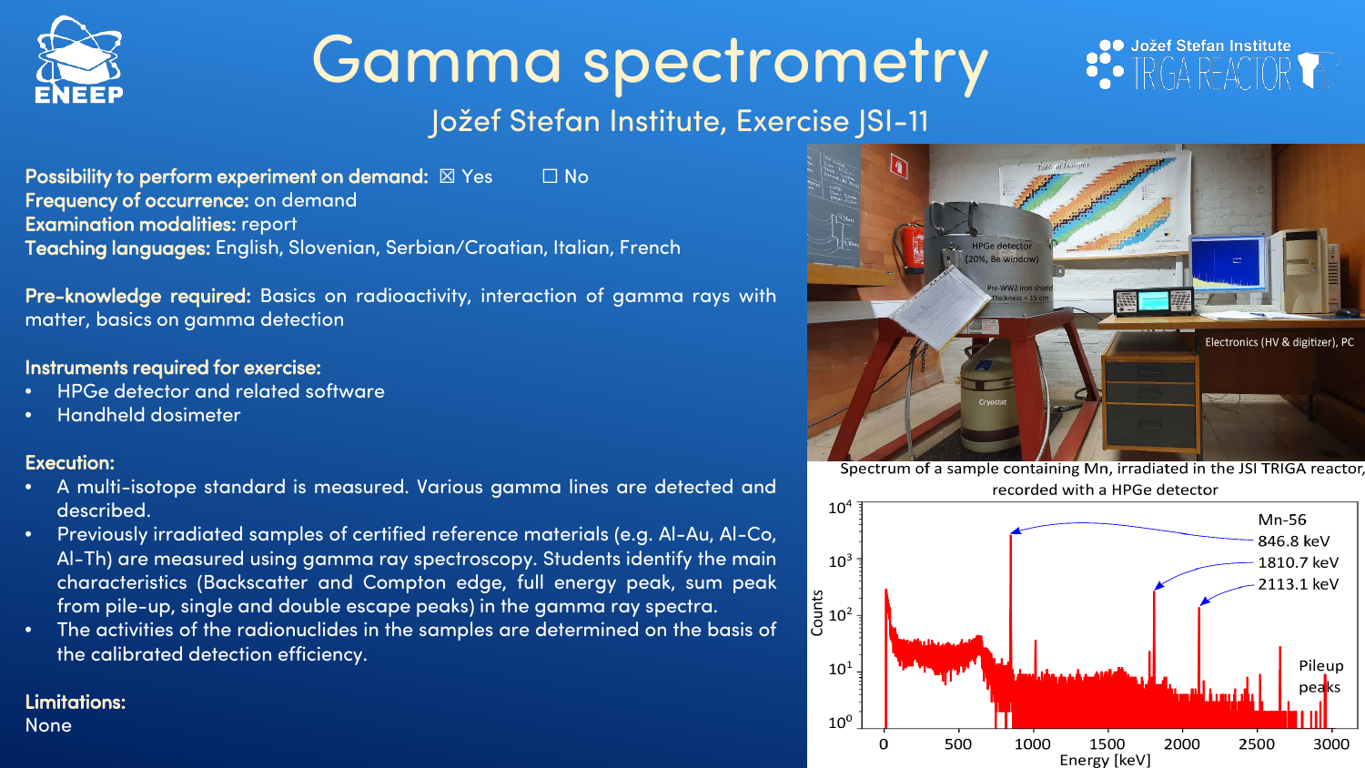# Gamma spectrometry

## Jožef Stefan Institute, Exercise JSI-11

**Possibility to perform experiment on demand:** ☒ Yes ☐ No
**Frequency of occurrence:** on demand
**Examination modalities:** report
**Teaching languages:** English, Slovenian, Serbian/Croatian, Italian, French

**Pre-knowledge required:** Basics on radioactivity, interaction of gamma rays with matter, basics on gamma detection

**Instruments required for exercise:**

- HPGe detector and related software
- Handheld dosimeter

**Execution:**

- A multi-isotope standard is measured. Various gamma lines are detected and described.
- Previously irradiated samples of certified reference materials (e.g. Al-Au, Al-Co, Al-Th) are measured using gamma ray spectroscopy. Students identify the main characteristics (Backscatter and Compton edge, full energy peak, sum peak from pile-up, single and double escape peaks) in the gamma ray spectra.
- The activities of the radionuclides in the samples are determined on the basis of the calibrated detection efficiency.

**Limitations:**
None

HPGe detector (20%, Be window)
Pre-WW2 iron shield Thickness = 15 cm
Cryostat
Electronics (HV & digitizer), PC

Spectrum of a sample containing Mn, irradiated in the JSI TRIGA reactor, recorded with a HPGe detector

Mn-56
846.8 keV
1810.7 keV
2113.1 keV
Pileup peaks
Counts
$10^0$ $10^1$ $10^2$ $10^3$ $10^4$
0 500 1000 1500 2000 2500 3000
Energy [keV]